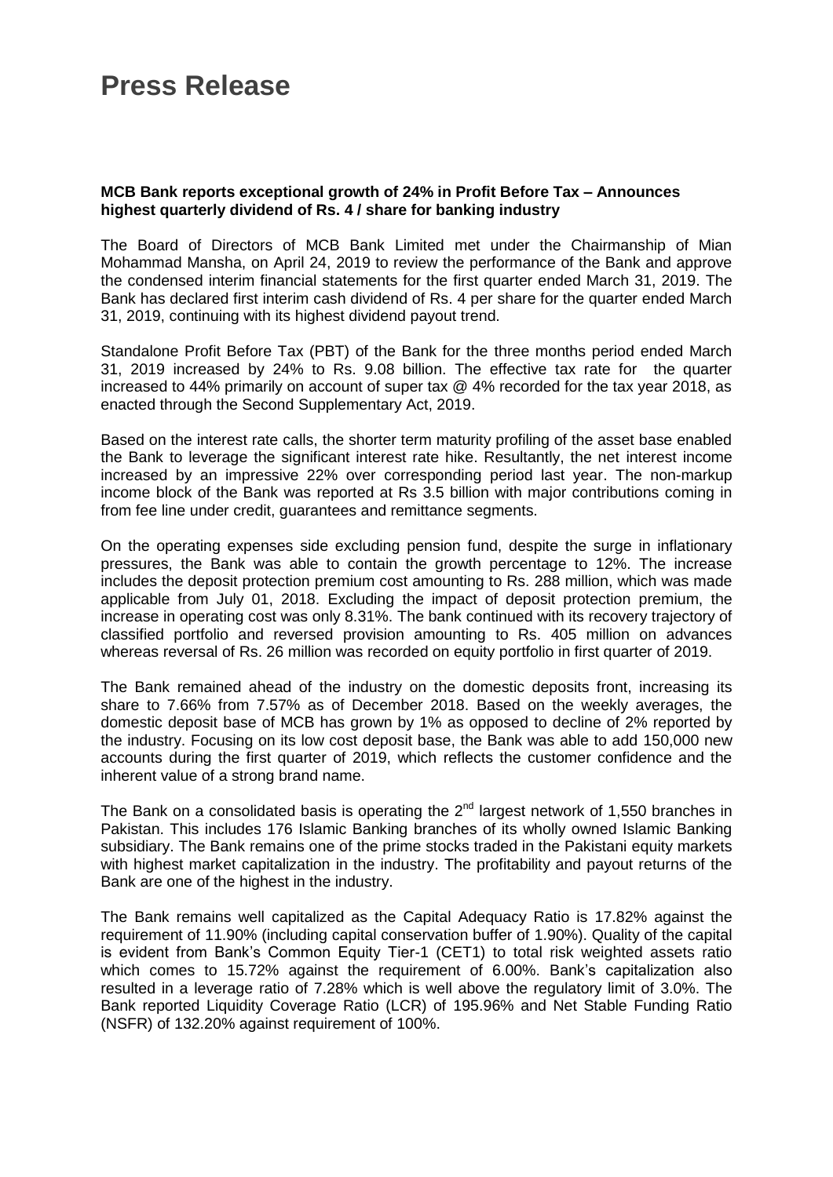# Press Release

**MCB Bank reports exceptional growth of 24% in Profit Before Tax – Announces highest quarterly dividend of Rs. 4 / share for banking industry**

The Board of Directors of MCB Bank Limited met under the Chairmanship of Mian Mohammad Mansha, on April 24, 2019 to review the performance of the Bank and approve the condensed interim financial statements for the first quarter ended March 31, 2019. The Bank has declared first interim cash dividend of Rs. 4 per share for the quarter ended March 31, 2019, continuing with its highest dividend payout trend.

Standalone Profit Before Tax (PBT) of the Bank for the three months period ended March 31, 2019 increased by 24% to Rs. 9.08 billion. The effective tax rate for the quarter increased to 44% primarily on account of super tax @ 4% recorded for the tax year 2018, as enacted through the Second Supplementary Act, 2019.

Based on the interest rate calls, the shorter term maturity profiling of the asset base enabled the Bank to leverage the significant interest rate hike. Resultantly, the net interest income increased by an impressive 22% over corresponding period last year. The non-markup income block of the Bank was reported at Rs 3.5 billion with major contributions coming in from fee line under credit, guarantees and remittance segments.

On the operating expenses side excluding pension fund, despite the surge in inflationary pressures, the Bank was able to contain the growth percentage to 12%. The increase includes the deposit protection premium cost amounting to Rs. 288 million, which was made applicable from July 01, 2018. Excluding the impact of deposit protection premium, the increase in operating cost was only 8.31%. The bank continued with its recovery trajectory of classified portfolio and reversed provision amounting to Rs. 405 million on advances whereas reversal of Rs. 26 million was recorded on equity portfolio in first quarter of 2019.

The Bank remained ahead of the industry on the domestic deposits front, increasing its share to 7.66% from 7.57% as of December 2018. Based on the weekly averages, the domestic deposit base of MCB has grown by 1% as opposed to decline of 2% reported by the industry. Focusing on its low cost deposit base, the Bank was able to add 150,000 new accounts during the first quarter of 2019, which reflects the customer confidence and the inherent value of a strong brand name.

The Bank on a consolidated basis is operating the 2nd largest network of 1,550 branches in Pakistan. This includes 176 Islamic Banking branches of its wholly owned Islamic Banking subsidiary. The Bank remains one of the prime stocks traded in the Pakistani equity markets with highest market capitalization in the industry. The profitability and payout returns of the Bank are one of the highest in the industry.

The Bank remains well capitalized as the Capital Adequacy Ratio is 17.82% against the requirement of 11.90% (including capital conservation buffer of 1.90%). Quality of the capital is evident from Bank's Common Equity Tier-1 (CET1) to total risk weighted assets ratio which comes to 15.72% against the requirement of 6.00%. Bank's capitalization also resulted in a leverage ratio of 7.28% which is well above the regulatory limit of 3.0%. The Bank reported Liquidity Coverage Ratio (LCR) of 195.96% and Net Stable Funding Ratio (NSFR) of 132.20% against requirement of 100%.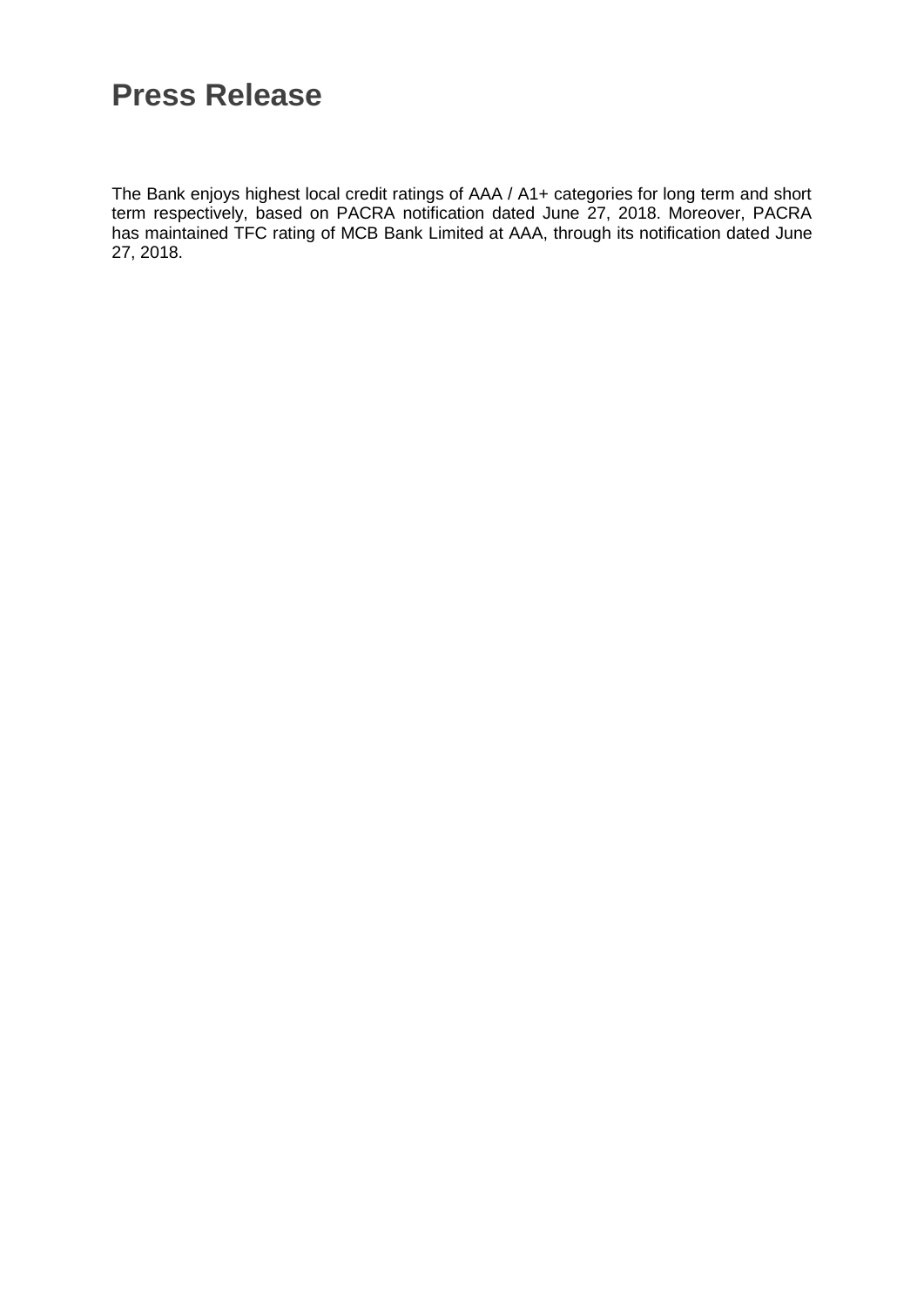# Press Release

The Bank enjoys highest local credit ratings of AAA / A1+ categories for long term and short term respectively, based on PACRA notification dated June 27, 2018. Moreover, PACRA has maintained TFC rating of MCB Bank Limited at AAA, through its notification dated June 27, 2018.